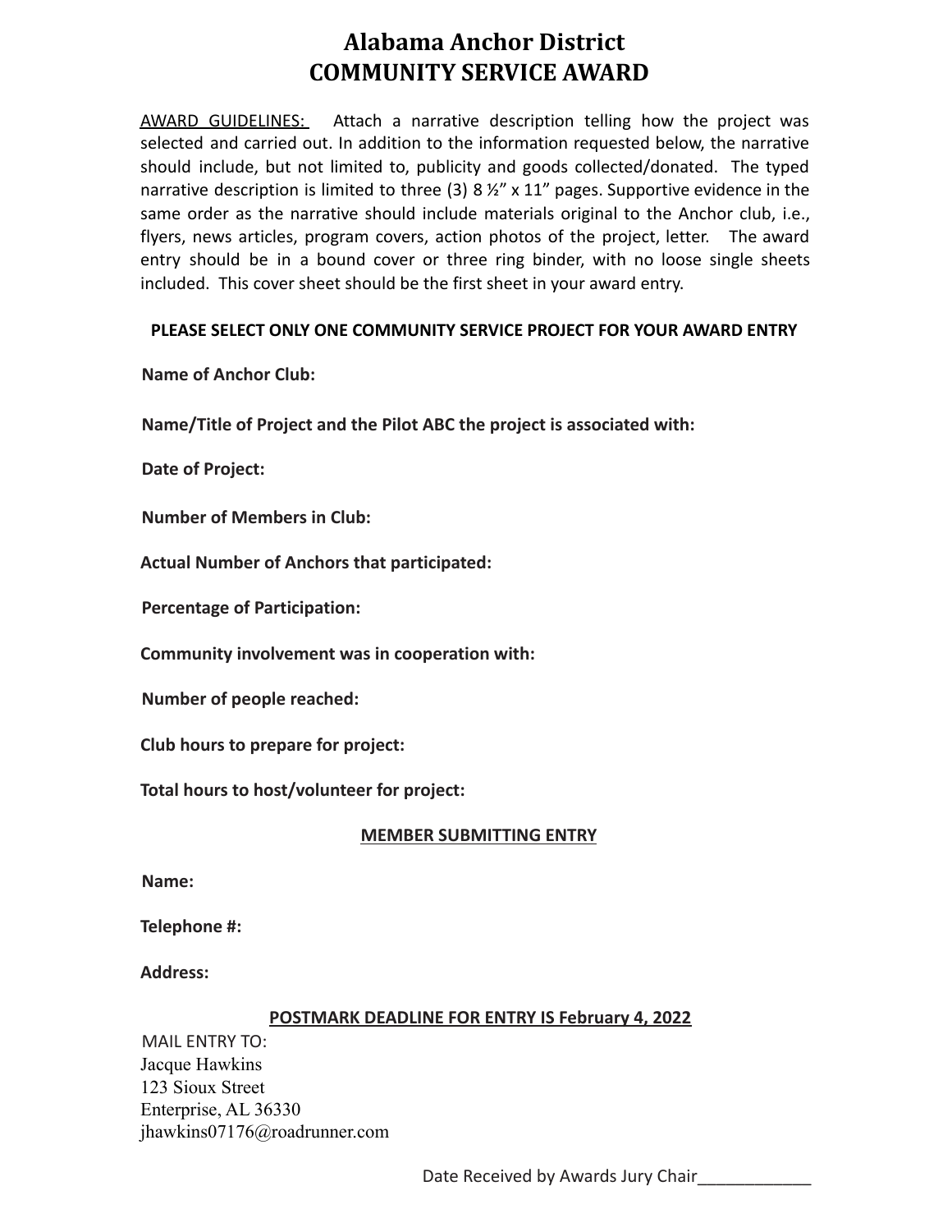# Alabama Anchor District
# COMMUNITY SERVICE AWARD

<u>AWARD GUIDELINES:</u> Attach a narrative description telling how the project was selected and carried out. In addition to the information requested below, the narrative should include, but not limited to, publicity and goods collected/donated. The typed narrative description is limited to three (3) 8 ½" x 11" pages. Supportive evidence in the same order as the narrative should include materials original to the Anchor club, i.e., flyers, news articles, program covers, action photos of the project, letter. The award entry should be in a bound cover or three ring binder, with no loose single sheets included. This cover sheet should be the first sheet in your award entry.

**PLEASE SELECT ONLY ONE COMMUNITY SERVICE PROJECT FOR YOUR AWARD ENTRY**

**Name of Anchor Club:**

**Name/Title of Project and the Pilot ABC the project is associated with:**

**Date of Project:**

**Number of Members in Club:**

**Actual Number of Anchors that participated:**

**Percentage of Participation:**

**Community involvement was in cooperation with:**

**Number of people reached:**

**Club hours to prepare for project:**

**Total hours to host/volunteer for project:**

**<u>MEMBER SUBMITTING ENTRY</u>**

**Name:**

**Telephone #:**

**Address:**

**<u>POSTMARK DEADLINE FOR ENTRY IS February 4, 2022</u>**

MAIL ENTRY TO:
Jacque Hawkins
123 Sioux Street
Enterprise, AL 36330
jhawkins07176@roadrunner.com

Date Received by Awards Jury Chair____________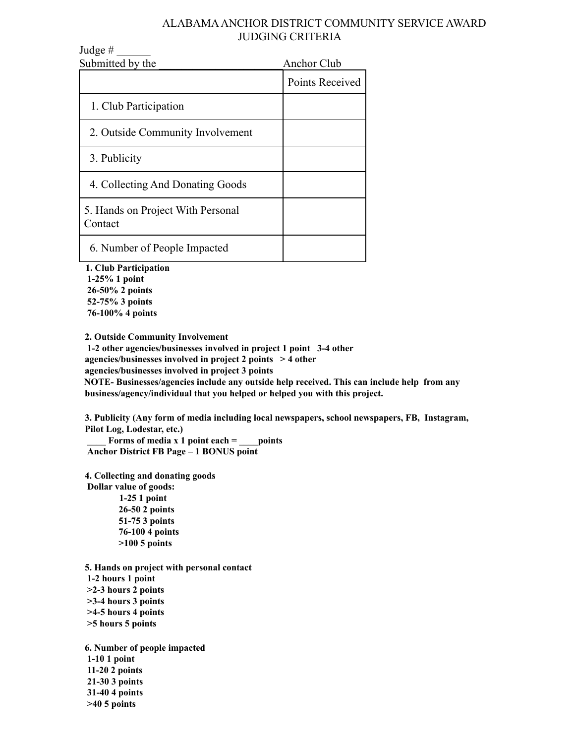# ALABAMA ANCHOR DISTRICT COMMUNITY SERVICE AWARD
## JUDGING CRITERIA

Judge # ______

Submitted by the ____________________ Anchor Club

| | Points Received |
|---|---|
| 1. Club Participation | |
| 2. Outside Community Involvement | |
| 3. Publicity | |
| 4. Collecting And Donating Goods | |
| 5. Hands on Project With Personal Contact | |
| 6. Number of People Impacted | |

**1. Club Participation**
**1-25% 1 point**
**26-50% 2 points**
**52-75% 3 points**
**76-100% 4 points**

**2. Outside Community Involvement**
**1-2 other agencies/businesses involved in project 1 point 3-4 other agencies/businesses involved in project 2 points > 4 other agencies/businesses involved in project 3 points**
**NOTE- Businesses/agencies include any outside help received. This can include help from any business/agency/individual that you helped or helped you with this project.**

**3. Publicity (Any form of media including local newspapers, school newspapers, FB, Instagram, Pilot Log, Lodestar, etc.)**
**____ Forms of media x 1 point each = ____points**
**Anchor District FB Page – 1 BONUS point**

**4. Collecting and donating goods**
**Dollar value of goods:**
**1-25 1 point**
**26-50 2 points**
**51-75 3 points**
**76-100 4 points**
**>100 5 points**

**5. Hands on project with personal contact**
**1-2 hours 1 point**
**>2-3 hours 2 points**
**>3-4 hours 3 points**
**>4-5 hours 4 points**
**>5 hours 5 points**

**6. Number of people impacted**
**1-10 1 point**
**11-20 2 points**
**21-30 3 points**
**31-40 4 points**
**>40 5 points**